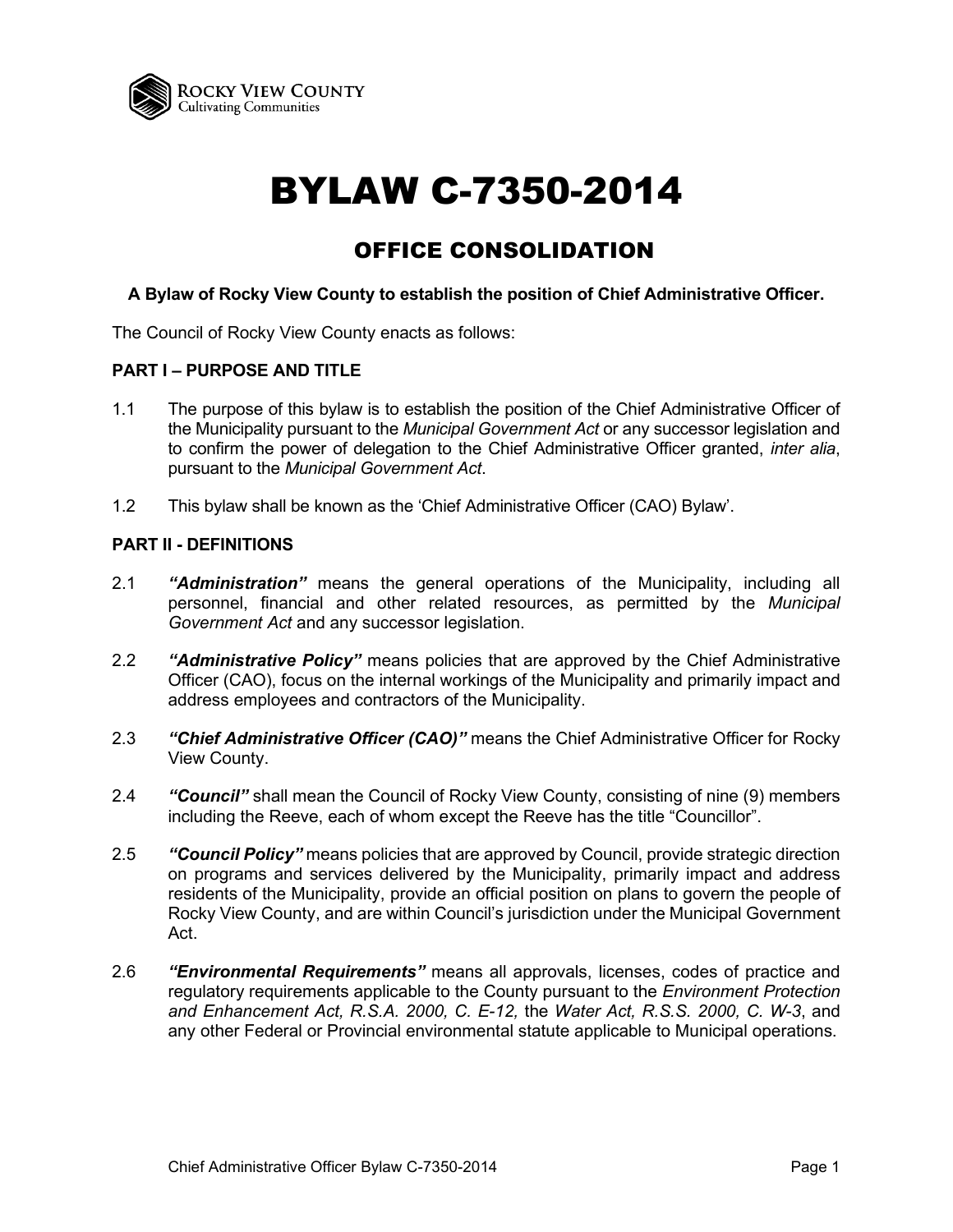ROCKY VIEW COUNTY
Cultivating Communities

# BYLAW C-7350-2014

## OFFICE CONSOLIDATION

**A Bylaw of Rocky View County to establish the position of Chief Administrative Officer.**

The Council of Rocky View County enacts as follows:

**PART I – PURPOSE AND TITLE**

1.1 The purpose of this bylaw is to establish the position of the Chief Administrative Officer of the Municipality pursuant to the *Municipal Government Act* or any successor legislation and to confirm the power of delegation to the Chief Administrative Officer granted, *inter alia*, pursuant to the *Municipal Government Act*.

1.2 This bylaw shall be known as the 'Chief Administrative Officer (CAO) Bylaw'.

**PART II - DEFINITIONS**

2.1 ***"Administration"*** means the general operations of the Municipality, including all personnel, financial and other related resources, as permitted by the *Municipal Government Act* and any successor legislation.

2.2 ***"Administrative Policy"*** means policies that are approved by the Chief Administrative Officer (CAO), focus on the internal workings of the Municipality and primarily impact and address employees and contractors of the Municipality.

2.3 ***"Chief Administrative Officer (CAO)"*** means the Chief Administrative Officer for Rocky View County.

2.4 ***"Council"*** shall mean the Council of Rocky View County, consisting of nine (9) members including the Reeve, each of whom except the Reeve has the title "Councillor".

2.5 ***"Council Policy"*** means policies that are approved by Council, provide strategic direction on programs and services delivered by the Municipality, primarily impact and address residents of the Municipality, provide an official position on plans to govern the people of Rocky View County, and are within Council's jurisdiction under the Municipal Government Act.

2.6 ***"Environmental Requirements"*** means all approvals, licenses, codes of practice and regulatory requirements applicable to the County pursuant to the *Environment Protection and Enhancement Act, R.S.A. 2000, C. E-12,* the *Water Act, R.S.S. 2000, C. W-3*, and any other Federal or Provincial environmental statute applicable to Municipal operations.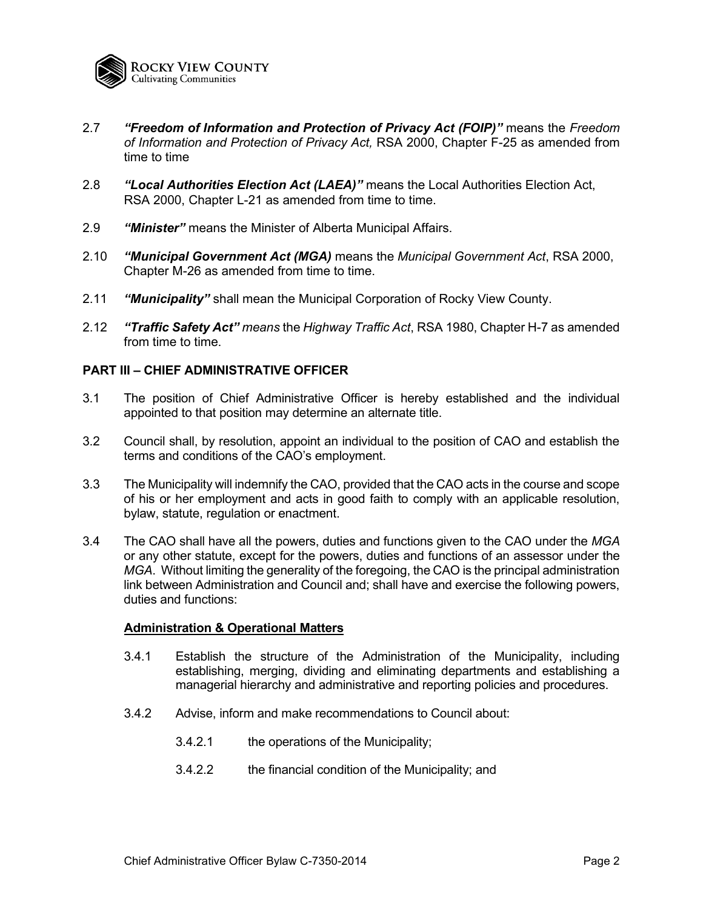2.7 ***"Freedom of Information and Protection of Privacy Act (FOIP)"*** means the *Freedom of Information and Protection of Privacy Act,* RSA 2000, Chapter F-25 as amended from time to time

2.8 ***"Local Authorities Election Act (LAEA)"*** means the Local Authorities Election Act, RSA 2000, Chapter L-21 as amended from time to time.

2.9 ***"Minister"*** means the Minister of Alberta Municipal Affairs.

2.10 ***"Municipal Government Act (MGA)*** means the *Municipal Government Act*, RSA 2000, Chapter M-26 as amended from time to time.

2.11 ***"Municipality"*** shall mean the Municipal Corporation of Rocky View County.

2.12 ***"Traffic Safety Act"*** *means* the *Highway Traffic Act*, RSA 1980, Chapter H-7 as amended from time to time.

**PART III – CHIEF ADMINISTRATIVE OFFICER**

3.1 The position of Chief Administrative Officer is hereby established and the individual appointed to that position may determine an alternate title.

3.2 Council shall, by resolution, appoint an individual to the position of CAO and establish the terms and conditions of the CAO's employment.

3.3 The Municipality will indemnify the CAO, provided that the CAO acts in the course and scope of his or her employment and acts in good faith to comply with an applicable resolution, bylaw, statute, regulation or enactment.

3.4 The CAO shall have all the powers, duties and functions given to the CAO under the *MGA* or any other statute, except for the powers, duties and functions of an assessor under the *MGA*. Without limiting the generality of the foregoing, the CAO is the principal administration link between Administration and Council and; shall have and exercise the following powers, duties and functions:

**<u>Administration & Operational Matters</u>**

3.4.1 Establish the structure of the Administration of the Municipality, including establishing, merging, dividing and eliminating departments and establishing a managerial hierarchy and administrative and reporting policies and procedures.

3.4.2 Advise, inform and make recommendations to Council about:

3.4.2.1 the operations of the Municipality;

3.4.2.2 the financial condition of the Municipality; and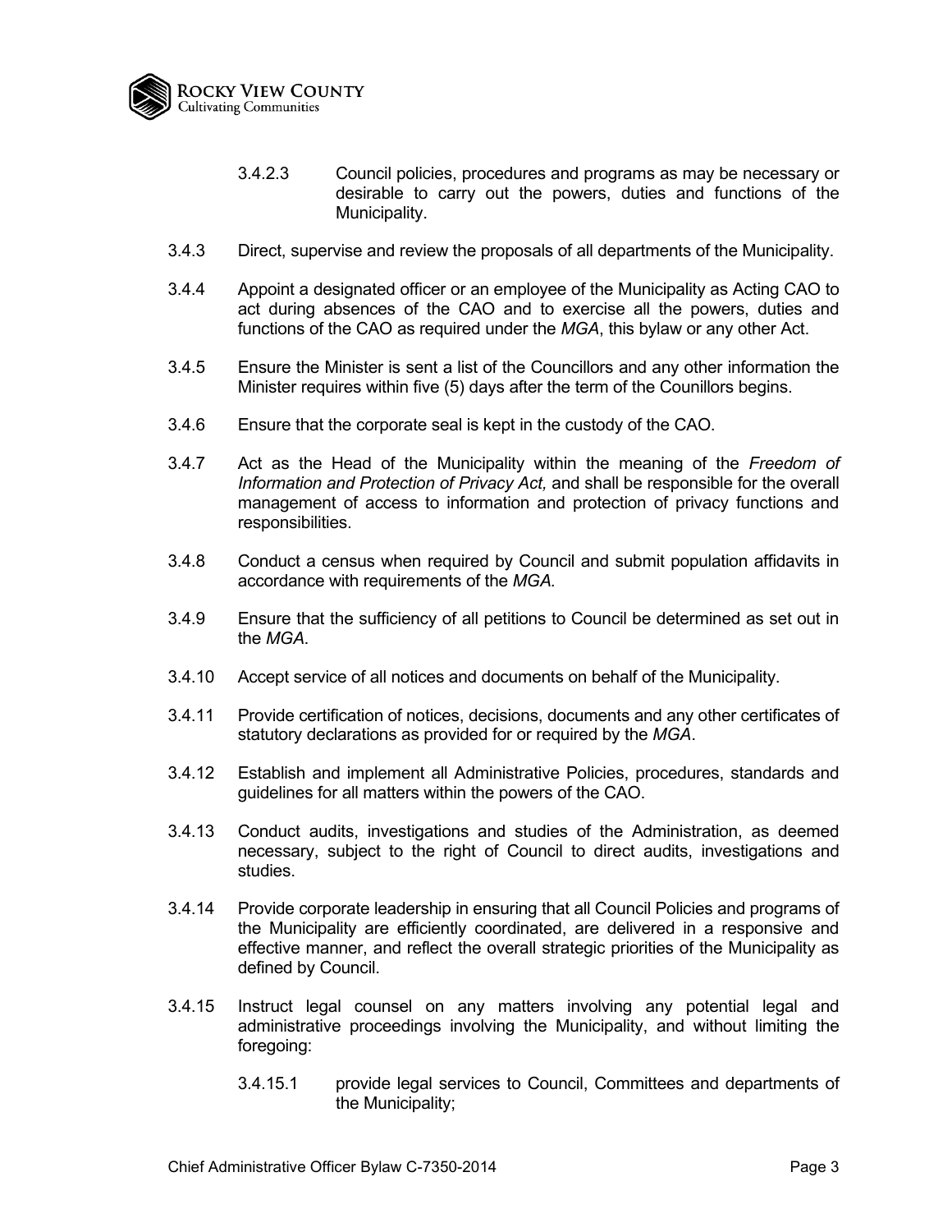3.4.2.3 Council policies, procedures and programs as may be necessary or desirable to carry out the powers, duties and functions of the Municipality.

3.4.3 Direct, supervise and review the proposals of all departments of the Municipality.

3.4.4 Appoint a designated officer or an employee of the Municipality as Acting CAO to act during absences of the CAO and to exercise all the powers, duties and functions of the CAO as required under the *MGA*, this bylaw or any other Act.

3.4.5 Ensure the Minister is sent a list of the Councillors and any other information the Minister requires within five (5) days after the term of the Counillors begins.

3.4.6 Ensure that the corporate seal is kept in the custody of the CAO.

3.4.7 Act as the Head of the Municipality within the meaning of the *Freedom of Information and Protection of Privacy Act,* and shall be responsible for the overall management of access to information and protection of privacy functions and responsibilities.

3.4.8 Conduct a census when required by Council and submit population affidavits in accordance with requirements of the *MGA.*

3.4.9 Ensure that the sufficiency of all petitions to Council be determined as set out in the *MGA*.

3.4.10 Accept service of all notices and documents on behalf of the Municipality.

3.4.11 Provide certification of notices, decisions, documents and any other certificates of statutory declarations as provided for or required by the *MGA*.

3.4.12 Establish and implement all Administrative Policies, procedures, standards and guidelines for all matters within the powers of the CAO.

3.4.13 Conduct audits, investigations and studies of the Administration, as deemed necessary, subject to the right of Council to direct audits, investigations and studies.

3.4.14 Provide corporate leadership in ensuring that all Council Policies and programs of the Municipality are efficiently coordinated, are delivered in a responsive and effective manner, and reflect the overall strategic priorities of the Municipality as defined by Council.

3.4.15 Instruct legal counsel on any matters involving any potential legal and administrative proceedings involving the Municipality, and without limiting the foregoing:

3.4.15.1 provide legal services to Council, Committees and departments of the Municipality;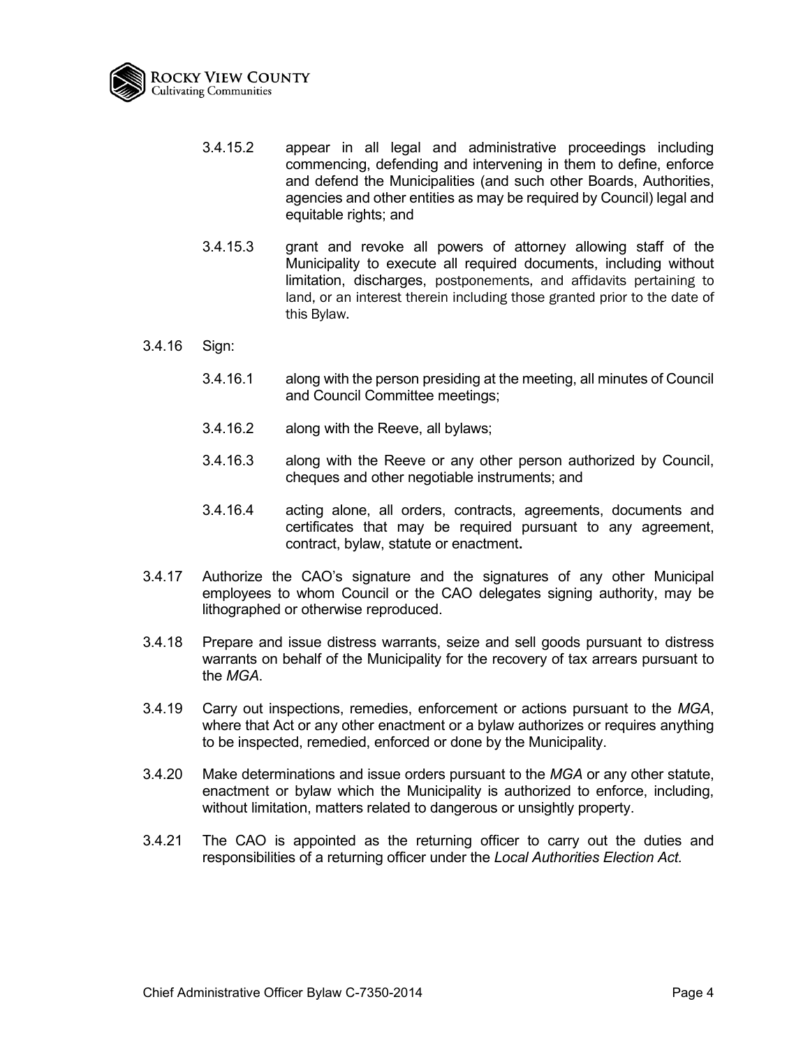3.4.15.2 appear in all legal and administrative proceedings including commencing, defending and intervening in them to define, enforce and defend the Municipalities (and such other Boards, Authorities, agencies and other entities as may be required by Council) legal and equitable rights; and

3.4.15.3 grant and revoke all powers of attorney allowing staff of the Municipality to execute all required documents, including without limitation, discharges, postponements, and affidavits pertaining to land, or an interest therein including those granted prior to the date of this Bylaw.

3.4.16 Sign:

3.4.16.1 along with the person presiding at the meeting, all minutes of Council and Council Committee meetings;

3.4.16.2 along with the Reeve, all bylaws;

3.4.16.3 along with the Reeve or any other person authorized by Council, cheques and other negotiable instruments; and

3.4.16.4 acting alone, all orders, contracts, agreements, documents and certificates that may be required pursuant to any agreement, contract, bylaw, statute or enactment**.**

3.4.17 Authorize the CAO's signature and the signatures of any other Municipal employees to whom Council or the CAO delegates signing authority, may be lithographed or otherwise reproduced.

3.4.18 Prepare and issue distress warrants, seize and sell goods pursuant to distress warrants on behalf of the Municipality for the recovery of tax arrears pursuant to the *MGA*.

3.4.19 Carry out inspections, remedies, enforcement or actions pursuant to the *MGA*, where that Act or any other enactment or a bylaw authorizes or requires anything to be inspected, remedied, enforced or done by the Municipality.

3.4.20 Make determinations and issue orders pursuant to the *MGA* or any other statute, enactment or bylaw which the Municipality is authorized to enforce, including, without limitation, matters related to dangerous or unsightly property.

3.4.21 The CAO is appointed as the returning officer to carry out the duties and responsibilities of a returning officer under the *Local Authorities Election Act.*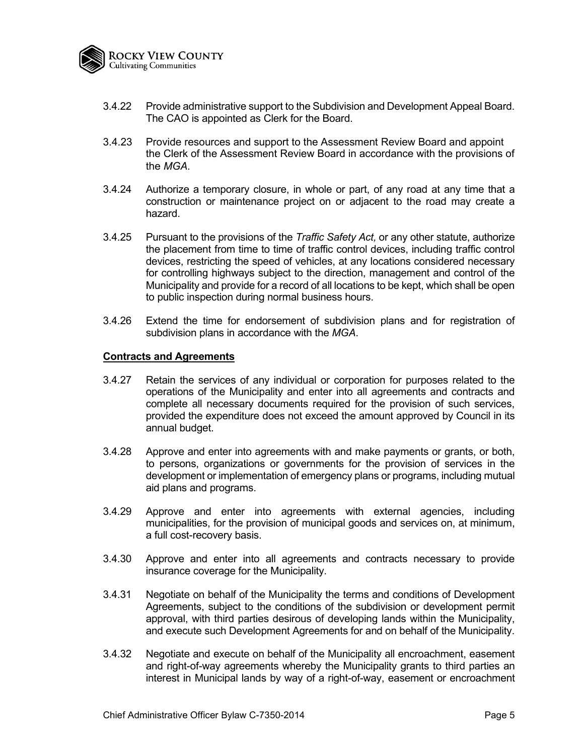3.4.22 Provide administrative support to the Subdivision and Development Appeal Board. The CAO is appointed as Clerk for the Board.

3.4.23 Provide resources and support to the Assessment Review Board and appoint the Clerk of the Assessment Review Board in accordance with the provisions of the *MGA*.

3.4.24 Authorize a temporary closure, in whole or part, of any road at any time that a construction or maintenance project on or adjacent to the road may create a hazard.

3.4.25 Pursuant to the provisions of the *Traffic Safety Act,* or any other statute, authorize the placement from time to time of traffic control devices, including traffic control devices, restricting the speed of vehicles, at any locations considered necessary for controlling highways subject to the direction, management and control of the Municipality and provide for a record of all locations to be kept, which shall be open to public inspection during normal business hours.

3.4.26 Extend the time for endorsement of subdivision plans and for registration of subdivision plans in accordance with the *MGA*.

**Contracts and Agreements**

3.4.27 Retain the services of any individual or corporation for purposes related to the operations of the Municipality and enter into all agreements and contracts and complete all necessary documents required for the provision of such services, provided the expenditure does not exceed the amount approved by Council in its annual budget.

3.4.28 Approve and enter into agreements with and make payments or grants, or both, to persons, organizations or governments for the provision of services in the development or implementation of emergency plans or programs, including mutual aid plans and programs.

3.4.29 Approve and enter into agreements with external agencies, including municipalities, for the provision of municipal goods and services on, at minimum, a full cost-recovery basis.

3.4.30 Approve and enter into all agreements and contracts necessary to provide insurance coverage for the Municipality.

3.4.31 Negotiate on behalf of the Municipality the terms and conditions of Development Agreements, subject to the conditions of the subdivision or development permit approval, with third parties desirous of developing lands within the Municipality, and execute such Development Agreements for and on behalf of the Municipality.

3.4.32 Negotiate and execute on behalf of the Municipality all encroachment, easement and right-of-way agreements whereby the Municipality grants to third parties an interest in Municipal lands by way of a right-of-way, easement or encroachment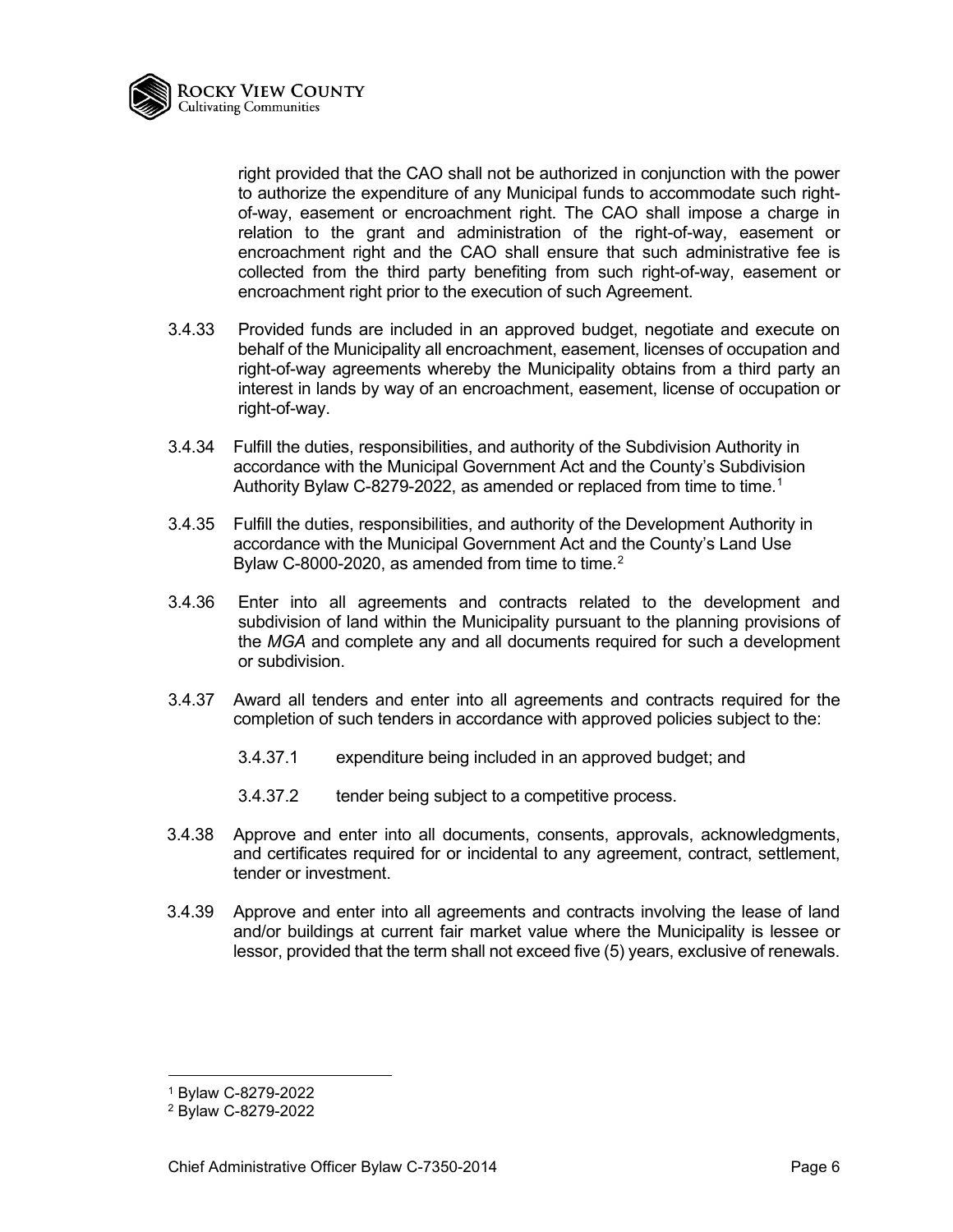right provided that the CAO shall not be authorized in conjunction with the power to authorize the expenditure of any Municipal funds to accommodate such right-of-way, easement or encroachment right. The CAO shall impose a charge in relation to the grant and administration of the right-of-way, easement or encroachment right and the CAO shall ensure that such administrative fee is collected from the third party benefiting from such right-of-way, easement or encroachment right prior to the execution of such Agreement.

3.4.33 Provided funds are included in an approved budget, negotiate and execute on behalf of the Municipality all encroachment, easement, licenses of occupation and right-of-way agreements whereby the Municipality obtains from a third party an interest in lands by way of an encroachment, easement, license of occupation or right-of-way.

3.4.34 Fulfill the duties, responsibilities, and authority of the Subdivision Authority in accordance with the Municipal Government Act and the County's Subdivision Authority Bylaw C-8279-2022, as amended or replaced from time to time.[1]

3.4.35 Fulfill the duties, responsibilities, and authority of the Development Authority in accordance with the Municipal Government Act and the County's Land Use Bylaw C-8000-2020, as amended from time to time.[2]

3.4.36 Enter into all agreements and contracts related to the development and subdivision of land within the Municipality pursuant to the planning provisions of the *MGA* and complete any and all documents required for such a development or subdivision.

3.4.37 Award all tenders and enter into all agreements and contracts required for the completion of such tenders in accordance with approved policies subject to the:

3.4.37.1 expenditure being included in an approved budget; and

3.4.37.2 tender being subject to a competitive process.

3.4.38 Approve and enter into all documents, consents, approvals, acknowledgments, and certificates required for or incidental to any agreement, contract, settlement, tender or investment.

3.4.39 Approve and enter into all agreements and contracts involving the lease of land and/or buildings at current fair market value where the Municipality is lessee or lessor, provided that the term shall not exceed five (5) years, exclusive of renewals.

---

[1] Bylaw C-8279-2022

[2] Bylaw C-8279-2022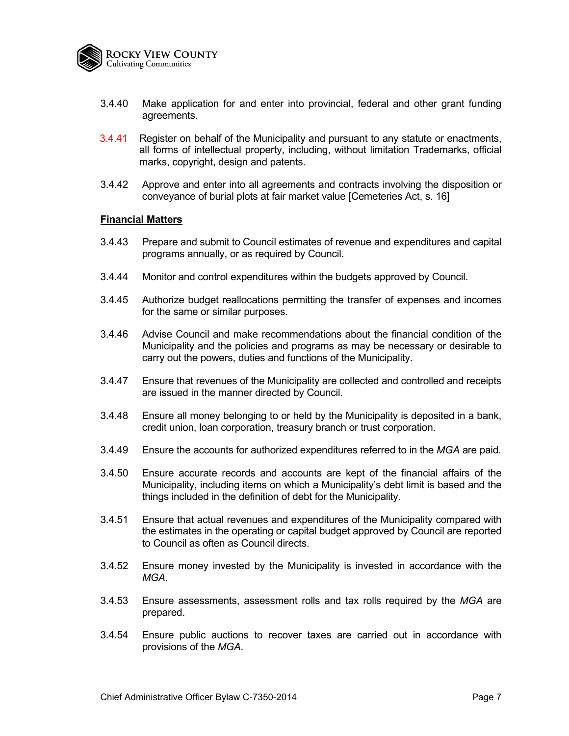3.4.40 Make application for and enter into provincial, federal and other grant funding agreements.

3.4.41 Register on behalf of the Municipality and pursuant to any statute or enactments, all forms of intellectual property, including, without limitation Trademarks, official marks, copyright, design and patents.

3.4.42 Approve and enter into all agreements and contracts involving the disposition or conveyance of burial plots at fair market value [Cemeteries Act, s. 16]

**Financial Matters**

3.4.43 Prepare and submit to Council estimates of revenue and expenditures and capital programs annually, or as required by Council.

3.4.44 Monitor and control expenditures within the budgets approved by Council.

3.4.45 Authorize budget reallocations permitting the transfer of expenses and incomes for the same or similar purposes.

3.4.46 Advise Council and make recommendations about the financial condition of the Municipality and the policies and programs as may be necessary or desirable to carry out the powers, duties and functions of the Municipality.

3.4.47 Ensure that revenues of the Municipality are collected and controlled and receipts are issued in the manner directed by Council.

3.4.48 Ensure all money belonging to or held by the Municipality is deposited in a bank, credit union, loan corporation, treasury branch or trust corporation.

3.4.49 Ensure the accounts for authorized expenditures referred to in the *MGA* are paid.

3.4.50 Ensure accurate records and accounts are kept of the financial affairs of the Municipality, including items on which a Municipality's debt limit is based and the things included in the definition of debt for the Municipality.

3.4.51 Ensure that actual revenues and expenditures of the Municipality compared with the estimates in the operating or capital budget approved by Council are reported to Council as often as Council directs.

3.4.52 Ensure money invested by the Municipality is invested in accordance with the *MGA*.

3.4.53 Ensure assessments, assessment rolls and tax rolls required by the *MGA* are prepared.

3.4.54 Ensure public auctions to recover taxes are carried out in accordance with provisions of the *MGA*.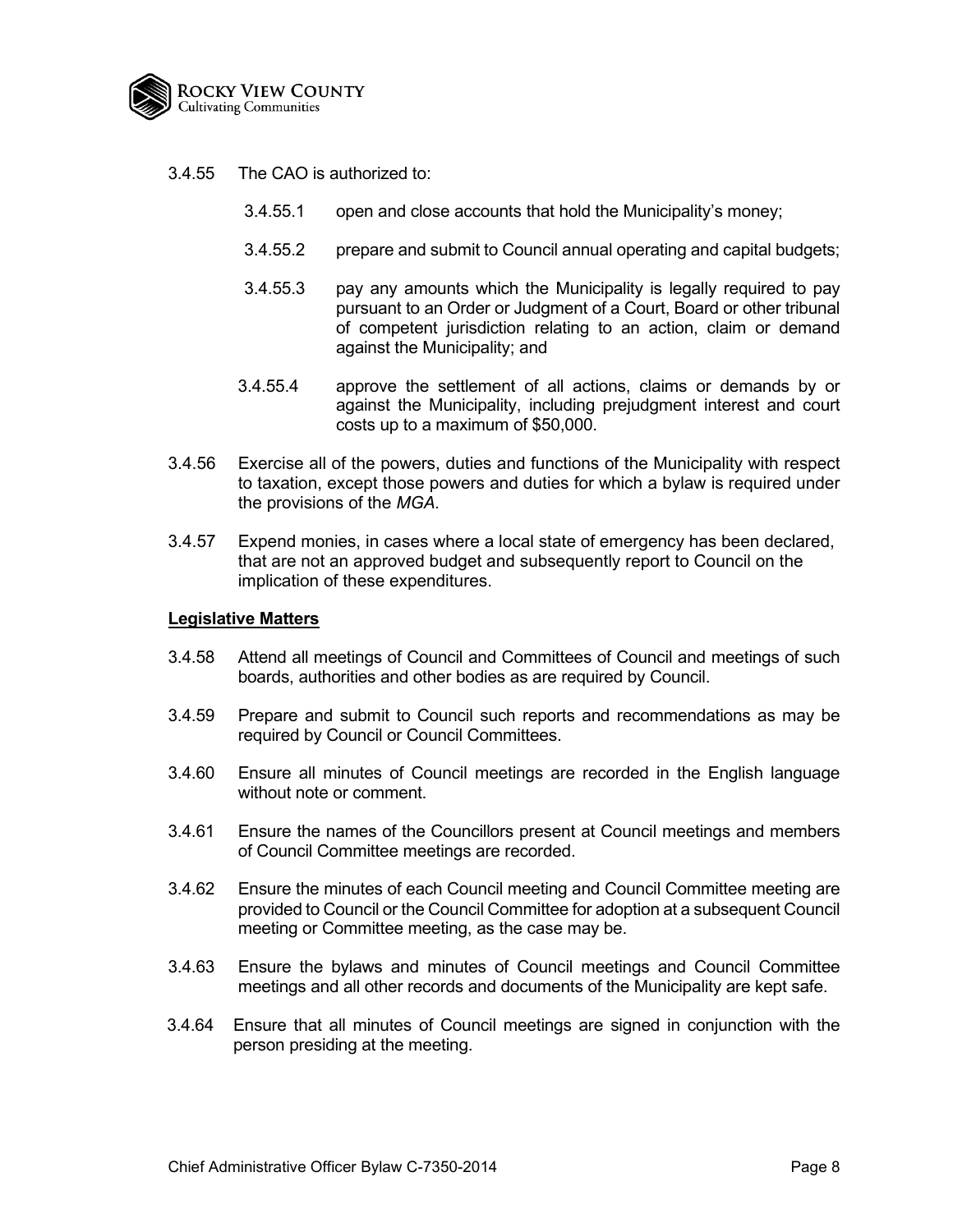3.4.55 The CAO is authorized to:

3.4.55.1 open and close accounts that hold the Municipality's money;

3.4.55.2 prepare and submit to Council annual operating and capital budgets;

3.4.55.3 pay any amounts which the Municipality is legally required to pay pursuant to an Order or Judgment of a Court, Board or other tribunal of competent jurisdiction relating to an action, claim or demand against the Municipality; and

3.4.55.4 approve the settlement of all actions, claims or demands by or against the Municipality, including prejudgment interest and court costs up to a maximum of $50,000.

3.4.56 Exercise all of the powers, duties and functions of the Municipality with respect to taxation, except those powers and duties for which a bylaw is required under the provisions of the *MGA.*

3.4.57 Expend monies, in cases where a local state of emergency has been declared, that are not an approved budget and subsequently report to Council on the implication of these expenditures.

**<u>Legislative Matters</u>**

3.4.58 Attend all meetings of Council and Committees of Council and meetings of such boards, authorities and other bodies as are required by Council.

3.4.59 Prepare and submit to Council such reports and recommendations as may be required by Council or Council Committees.

3.4.60 Ensure all minutes of Council meetings are recorded in the English language without note or comment.

3.4.61 Ensure the names of the Councillors present at Council meetings and members of Council Committee meetings are recorded.

3.4.62 Ensure the minutes of each Council meeting and Council Committee meeting are provided to Council or the Council Committee for adoption at a subsequent Council meeting or Committee meeting, as the case may be.

3.4.63 Ensure the bylaws and minutes of Council meetings and Council Committee meetings and all other records and documents of the Municipality are kept safe.

3.4.64 Ensure that all minutes of Council meetings are signed in conjunction with the person presiding at the meeting.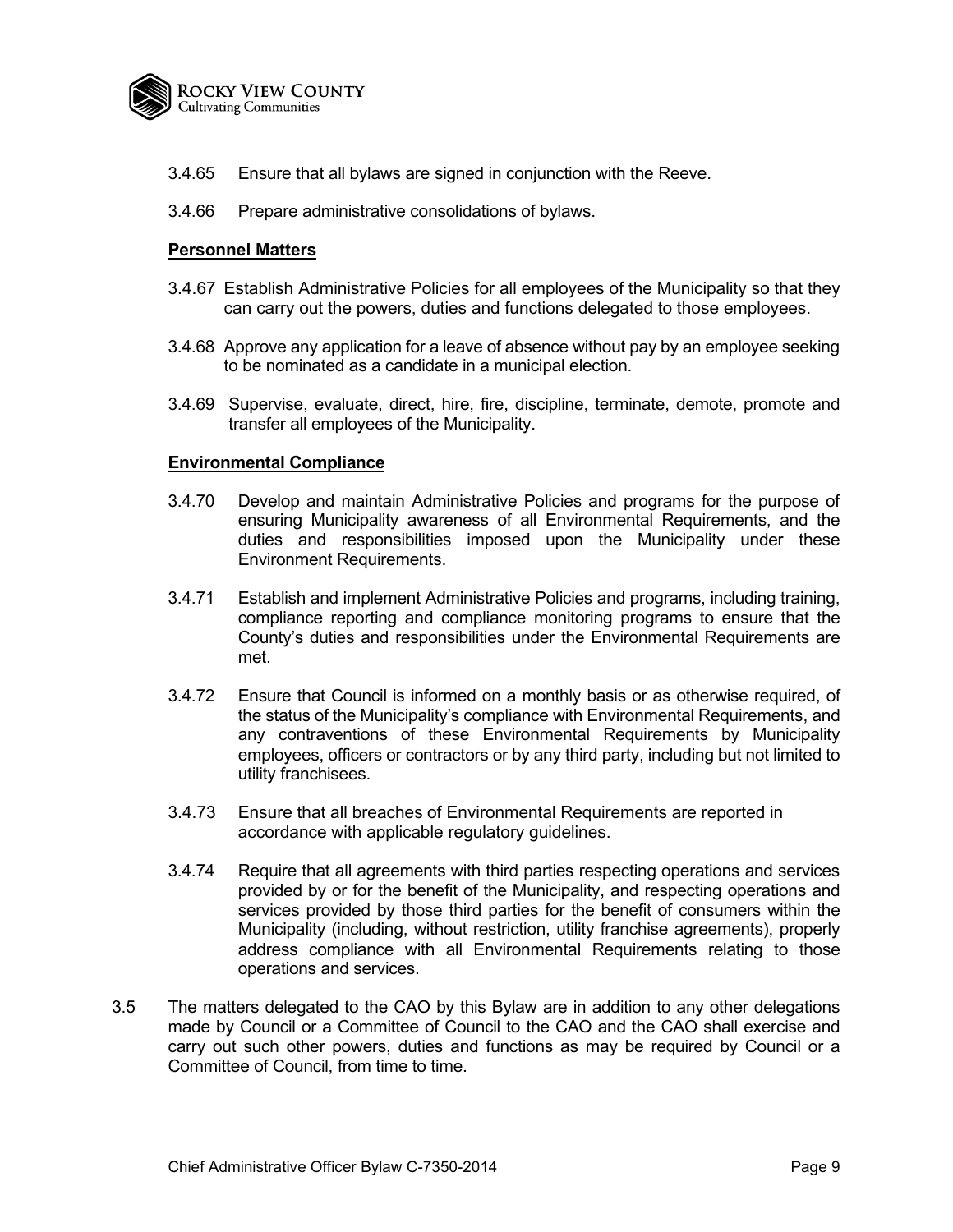3.4.65 Ensure that all bylaws are signed in conjunction with the Reeve.

3.4.66 Prepare administrative consolidations of bylaws.

**Personnel Matters**

3.4.67 Establish Administrative Policies for all employees of the Municipality so that they can carry out the powers, duties and functions delegated to those employees.

3.4.68 Approve any application for a leave of absence without pay by an employee seeking to be nominated as a candidate in a municipal election.

3.4.69 Supervise, evaluate, direct, hire, fire, discipline, terminate, demote, promote and transfer all employees of the Municipality.

**Environmental Compliance**

3.4.70 Develop and maintain Administrative Policies and programs for the purpose of ensuring Municipality awareness of all Environmental Requirements, and the duties and responsibilities imposed upon the Municipality under these Environment Requirements.

3.4.71 Establish and implement Administrative Policies and programs, including training, compliance reporting and compliance monitoring programs to ensure that the County's duties and responsibilities under the Environmental Requirements are met.

3.4.72 Ensure that Council is informed on a monthly basis or as otherwise required, of the status of the Municipality's compliance with Environmental Requirements, and any contraventions of these Environmental Requirements by Municipality employees, officers or contractors or by any third party, including but not limited to utility franchisees.

3.4.73 Ensure that all breaches of Environmental Requirements are reported in accordance with applicable regulatory guidelines.

3.4.74 Require that all agreements with third parties respecting operations and services provided by or for the benefit of the Municipality, and respecting operations and services provided by those third parties for the benefit of consumers within the Municipality (including, without restriction, utility franchise agreements), properly address compliance with all Environmental Requirements relating to those operations and services.

3.5 The matters delegated to the CAO by this Bylaw are in addition to any other delegations made by Council or a Committee of Council to the CAO and the CAO shall exercise and carry out such other powers, duties and functions as may be required by Council or a Committee of Council, from time to time.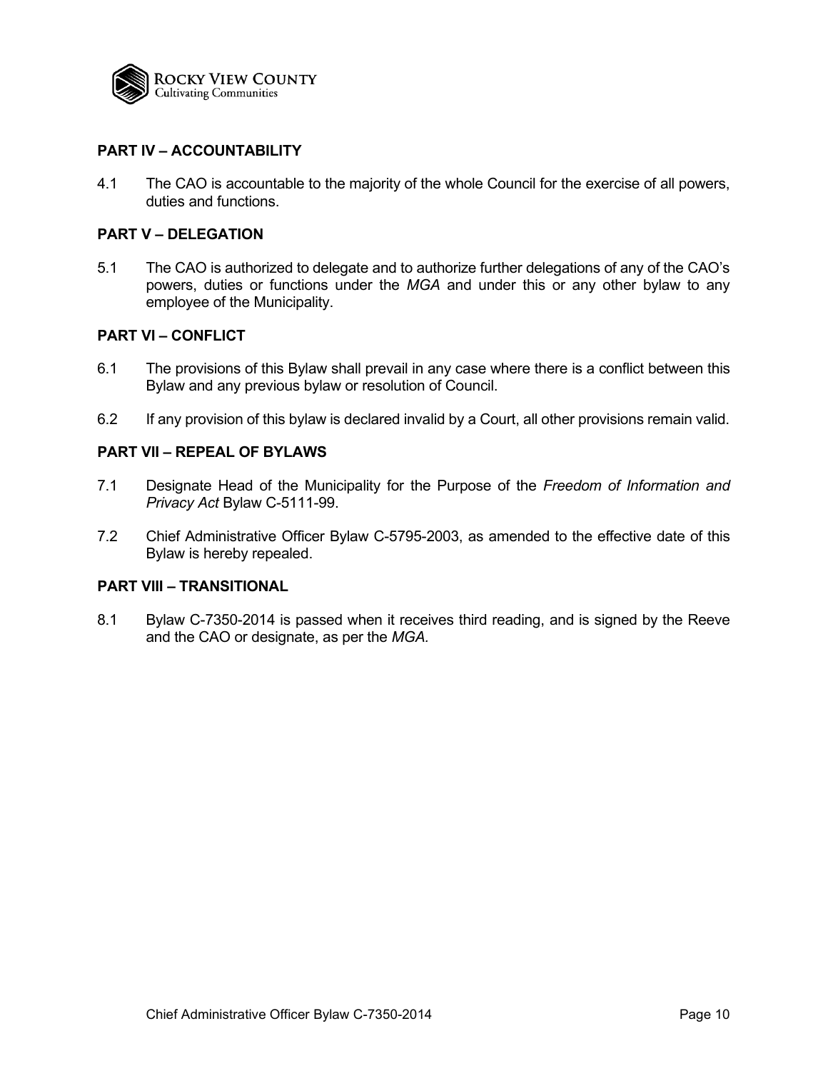## PART IV – ACCOUNTABILITY

4.1 The CAO is accountable to the majority of the whole Council for the exercise of all powers, duties and functions.

## PART V – DELEGATION

5.1 The CAO is authorized to delegate and to authorize further delegations of any of the CAO's powers, duties or functions under the *MGA* and under this or any other bylaw to any employee of the Municipality.

## PART VI – CONFLICT

6.1 The provisions of this Bylaw shall prevail in any case where there is a conflict between this Bylaw and any previous bylaw or resolution of Council.

6.2 If any provision of this bylaw is declared invalid by a Court, all other provisions remain valid.

## PART VII – REPEAL OF BYLAWS

7.1 Designate Head of the Municipality for the Purpose of the *Freedom of Information and Privacy Act* Bylaw C-5111-99.

7.2 Chief Administrative Officer Bylaw C-5795-2003, as amended to the effective date of this Bylaw is hereby repealed.

## PART VIII – TRANSITIONAL

8.1 Bylaw C-7350-2014 is passed when it receives third reading, and is signed by the Reeve and the CAO or designate, as per the *MGA.*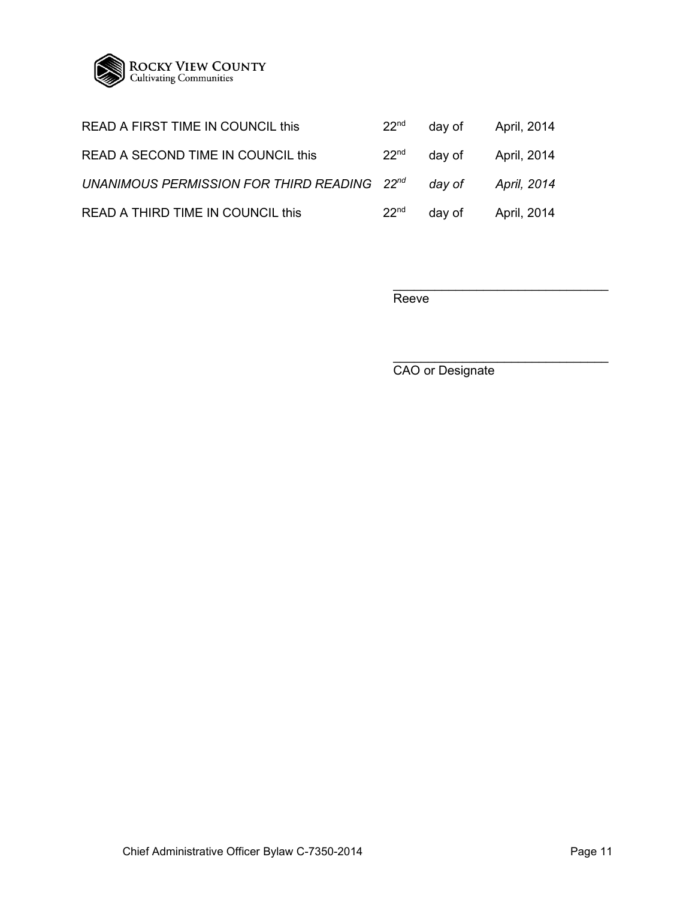| | | | |
|---|---|---|---|
| READ A FIRST TIME IN COUNCIL this | 22nd | day of | April, 2014 |
| READ A SECOND TIME IN COUNCIL this | 22nd | day of | April, 2014 |
| *UNANIMOUS PERMISSION FOR THIRD READING* | *22nd* | *day of* | *April, 2014* |
| READ A THIRD TIME IN COUNCIL this | 22nd | day of | April, 2014 |

_______________________________
Reeve

_______________________________
CAO or Designate